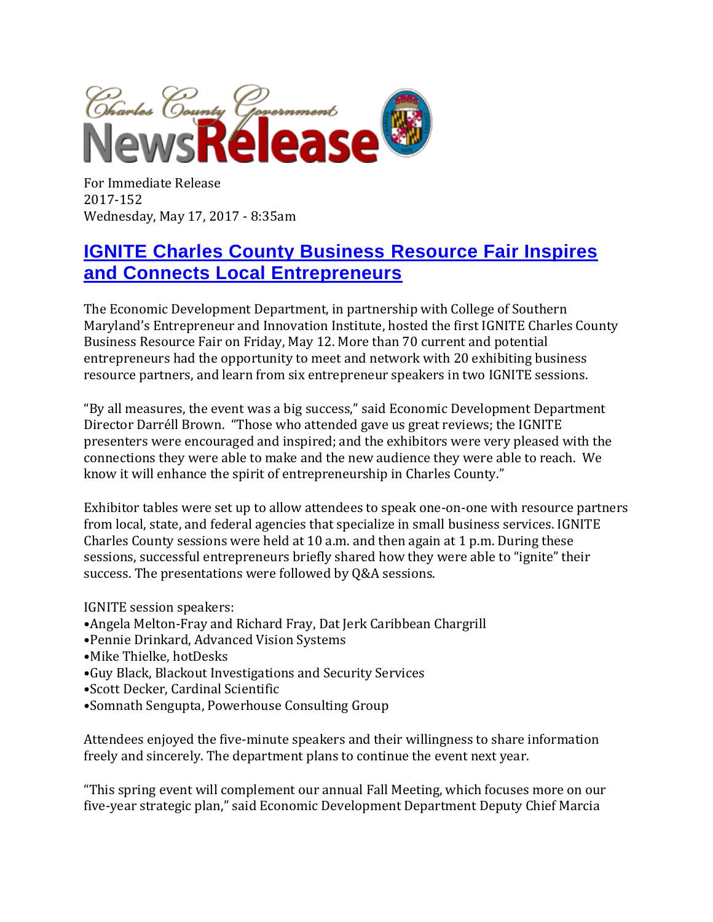Charles County Government NewsRelease

For Immediate Release
2017-152
Wednesday, May 17, 2017 - 8:35am

# IGNITE Charles County Business Resource Fair Inspires and Connects Local Entrepreneurs

The Economic Development Department, in partnership with College of Southern Maryland's Entrepreneur and Innovation Institute, hosted the first IGNITE Charles County Business Resource Fair on Friday, May 12. More than 70 current and potential entrepreneurs had the opportunity to meet and network with 20 exhibiting business resource partners, and learn from six entrepreneur speakers in two IGNITE sessions.

"By all measures, the event was a big success," said Economic Development Department Director Darréll Brown. "Those who attended gave us great reviews; the IGNITE presenters were encouraged and inspired; and the exhibitors were very pleased with the connections they were able to make and the new audience they were able to reach. We know it will enhance the spirit of entrepreneurship in Charles County."

Exhibitor tables were set up to allow attendees to speak one-on-one with resource partners from local, state, and federal agencies that specialize in small business services. IGNITE Charles County sessions were held at 10 a.m. and then again at 1 p.m. During these sessions, successful entrepreneurs briefly shared how they were able to "ignite" their success. The presentations were followed by Q&A sessions.

IGNITE session speakers:

- Angela Melton-Fray and Richard Fray, Dat Jerk Caribbean Chargrill
- Pennie Drinkard, Advanced Vision Systems
- Mike Thielke, hotDesks
- Guy Black, Blackout Investigations and Security Services
- Scott Decker, Cardinal Scientific
- Somnath Sengupta, Powerhouse Consulting Group

Attendees enjoyed the five-minute speakers and their willingness to share information freely and sincerely. The department plans to continue the event next year.

"This spring event will complement our annual Fall Meeting, which focuses more on our five-year strategic plan," said Economic Development Department Deputy Chief Marcia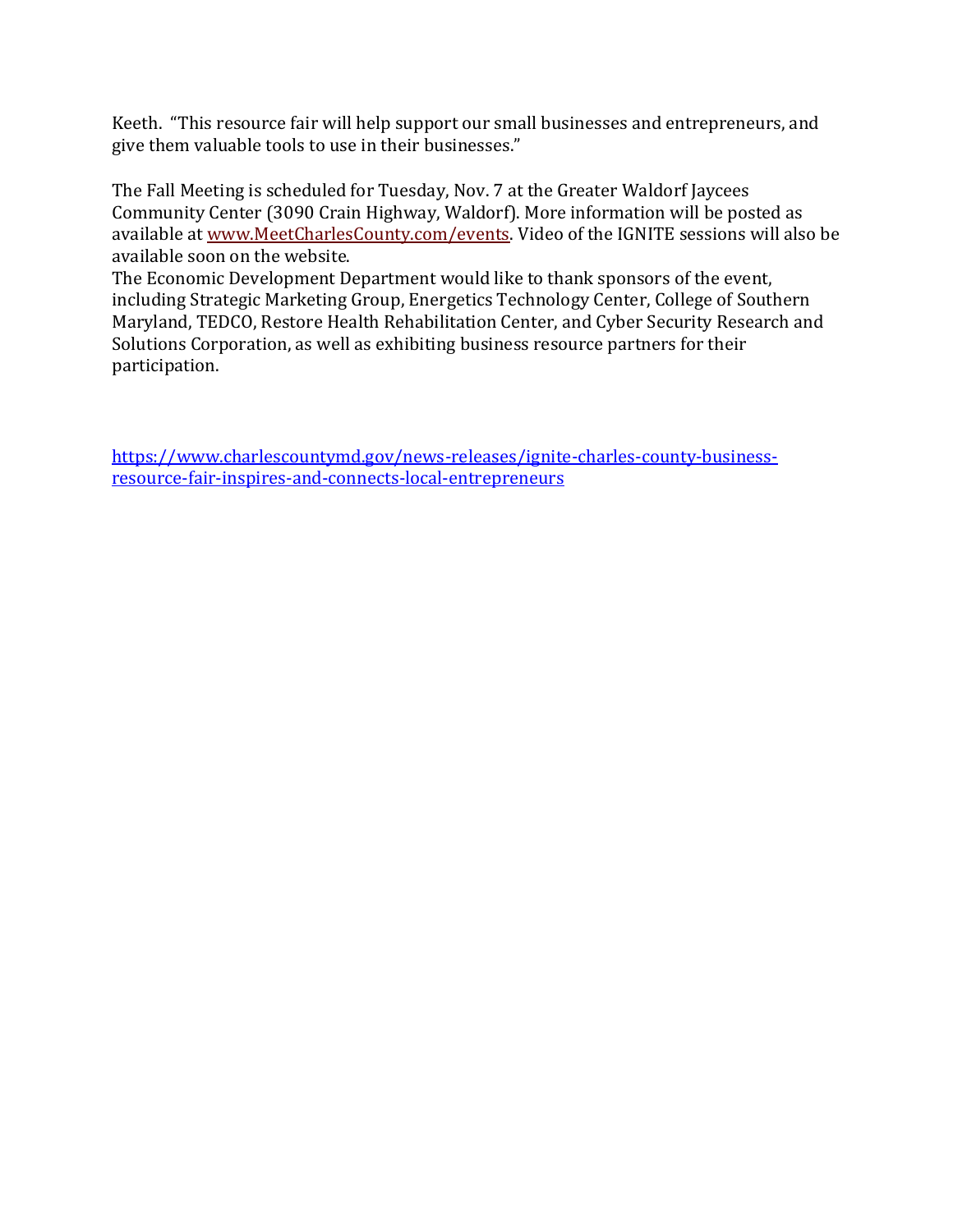Keeth. "This resource fair will help support our small businesses and entrepreneurs, and give them valuable tools to use in their businesses."

The Fall Meeting is scheduled for Tuesday, Nov. 7 at the Greater Waldorf Jaycees Community Center (3090 Crain Highway, Waldorf). More information will be posted as available at [www.MeetCharlesCounty.com/events](www.MeetCharlesCounty.com/events). Video of the IGNITE sessions will also be available soon on the website.

The Economic Development Department would like to thank sponsors of the event, including Strategic Marketing Group, Energetics Technology Center, College of Southern Maryland, TEDCO, Restore Health Rehabilitation Center, and Cyber Security Research and Solutions Corporation, as well as exhibiting business resource partners for their participation.

https://www.charlescountymd.gov/news-releases/ignite-charles-county-business-resource-fair-inspires-and-connects-local-entrepreneurs